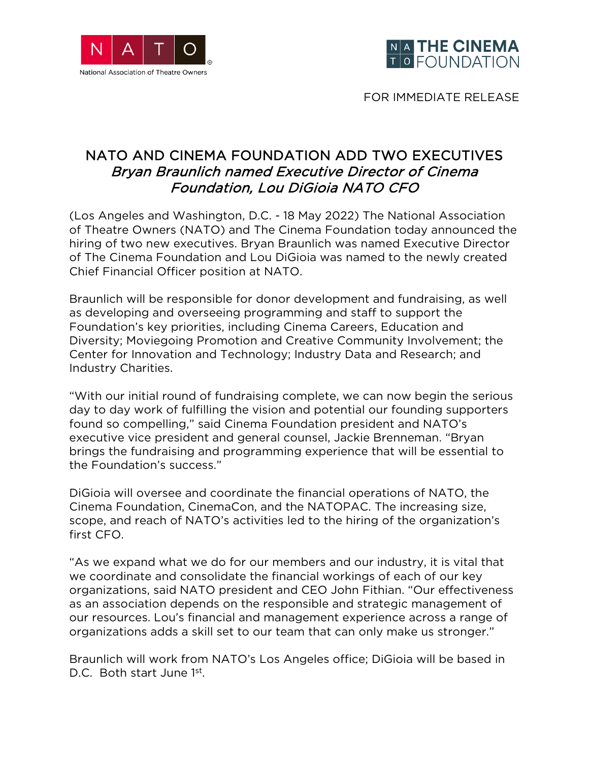NATO
National Association of Theatre Owners

NATO THE CINEMA FOUNDATION

FOR IMMEDIATE RELEASE

# NATO AND CINEMA FOUNDATION ADD TWO EXECUTIVES

*Bryan Braunlich named Executive Director of Cinema Foundation, Lou DiGioia NATO CFO*

(Los Angeles and Washington, D.C. - 18 May 2022) The National Association of Theatre Owners (NATO) and The Cinema Foundation today announced the hiring of two new executives. Bryan Braunlich was named Executive Director of The Cinema Foundation and Lou DiGioia was named to the newly created Chief Financial Officer position at NATO.

Braunlich will be responsible for donor development and fundraising, as well as developing and overseeing programming and staff to support the Foundation's key priorities, including Cinema Careers, Education and Diversity; Moviegoing Promotion and Creative Community Involvement; the Center for Innovation and Technology; Industry Data and Research; and Industry Charities.

"With our initial round of fundraising complete, we can now begin the serious day to day work of fulfilling the vision and potential our founding supporters found so compelling," said Cinema Foundation president and NATO's executive vice president and general counsel, Jackie Brenneman. "Bryan brings the fundraising and programming experience that will be essential to the Foundation's success."

DiGioia will oversee and coordinate the financial operations of NATO, the Cinema Foundation, CinemaCon, and the NATOPAC. The increasing size, scope, and reach of NATO's activities led to the hiring of the organization's first CFO.

"As we expand what we do for our members and our industry, it is vital that we coordinate and consolidate the financial workings of each of our key organizations, said NATO president and CEO John Fithian. "Our effectiveness as an association depends on the responsible and strategic management of our resources. Lou's financial and management experience across a range of organizations adds a skill set to our team that can only make us stronger."

Braunlich will work from NATO's Los Angeles office; DiGioia will be based in D.C. Both start June 1st.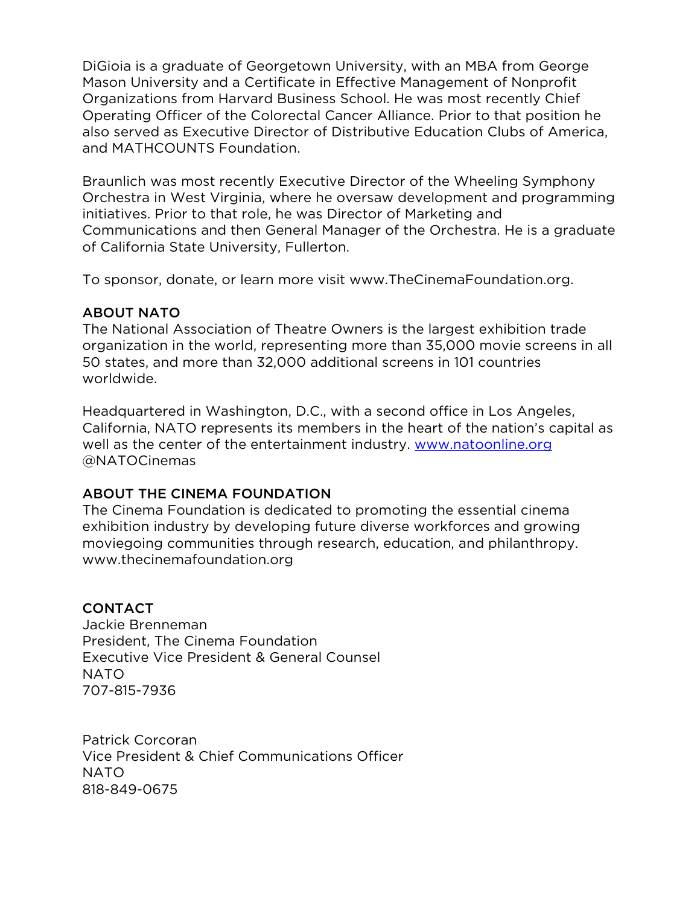DiGioia is a graduate of Georgetown University, with an MBA from George Mason University and a Certificate in Effective Management of Nonprofit Organizations from Harvard Business School. He was most recently Chief Operating Officer of the Colorectal Cancer Alliance. Prior to that position he also served as Executive Director of Distributive Education Clubs of America, and MATHCOUNTS Foundation.

Braunlich was most recently Executive Director of the Wheeling Symphony Orchestra in West Virginia, where he oversaw development and programming initiatives. Prior to that role, he was Director of Marketing and Communications and then General Manager of the Orchestra. He is a graduate of California State University, Fullerton.

To sponsor, donate, or learn more visit www.TheCinemaFoundation.org.

**ABOUT NATO**

The National Association of Theatre Owners is the largest exhibition trade organization in the world, representing more than 35,000 movie screens in all 50 states, and more than 32,000 additional screens in 101 countries worldwide.

Headquartered in Washington, D.C., with a second office in Los Angeles, California, NATO represents its members in the heart of the nation's capital as well as the center of the entertainment industry. [www.natoonline.org](http://www.natoonline.org) @NATOCinemas

**ABOUT THE CINEMA FOUNDATION**

The Cinema Foundation is dedicated to promoting the essential cinema exhibition industry by developing future diverse workforces and growing moviegoing communities through research, education, and philanthropy. www.thecinemafoundation.org

**CONTACT**

Jackie Brenneman
President, The Cinema Foundation
Executive Vice President & General Counsel
NATO
707-815-7936

Patrick Corcoran
Vice President & Chief Communications Officer
NATO
818-849-0675